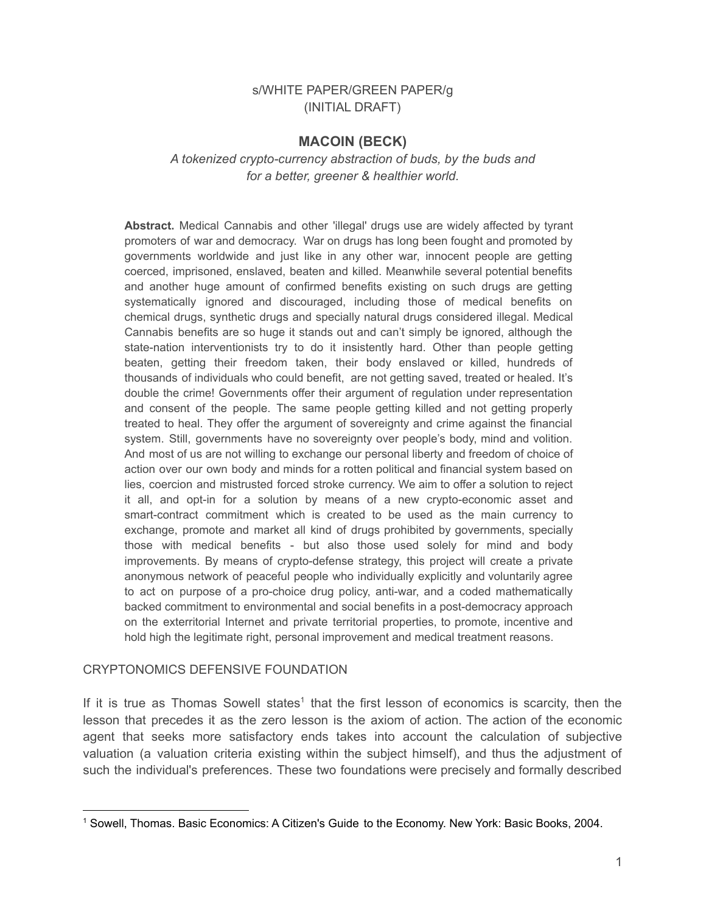s/WHITE PAPER/GREEN PAPER/g
(INITIAL DRAFT)

# MACOIN (BECK)

*A tokenized crypto-currency abstraction of buds, by the buds and for a better, greener & healthier world.*

**Abstract.** Medical Cannabis and other 'illegal' drugs use are widely affected by tyrant promoters of war and democracy. War on drugs has long been fought and promoted by governments worldwide and just like in any other war, innocent people are getting coerced, imprisoned, enslaved, beaten and killed. Meanwhile several potential benefits and another huge amount of confirmed benefits existing on such drugs are getting systematically ignored and discouraged, including those of medical benefits on chemical drugs, synthetic drugs and specially natural drugs considered illegal. Medical Cannabis benefits are so huge it stands out and can't simply be ignored, although the state-nation interventionists try to do it insistently hard. Other than people getting beaten, getting their freedom taken, their body enslaved or killed, hundreds of thousands of individuals who could benefit, are not getting saved, treated or healed. It's double the crime! Governments offer their argument of regulation under representation and consent of the people. The same people getting killed and not getting properly treated to heal. They offer the argument of sovereignty and crime against the financial system. Still, governments have no sovereignty over people's body, mind and volition. And most of us are not willing to exchange our personal liberty and freedom of choice of action over our own body and minds for a rotten political and financial system based on lies, coercion and mistrusted forced stroke currency. We aim to offer a solution to reject it all, and opt-in for a solution by means of a new crypto-economic asset and smart-contract commitment which is created to be used as the main currency to exchange, promote and market all kind of drugs prohibited by governments, specially those with medical benefits - but also those used solely for mind and body improvements. By means of crypto-defense strategy, this project will create a private anonymous network of peaceful people who individually explicitly and voluntarily agree to act on purpose of a pro-choice drug policy, anti-war, and a coded mathematically backed commitment to environmental and social benefits in a post-democracy approach on the exterritorial Internet and private territorial properties, to promote, incentive and hold high the legitimate right, personal improvement and medical treatment reasons.

## CRYPTONOMICS DEFENSIVE FOUNDATION

If it is true as Thomas Sowell states[1] that the first lesson of economics is scarcity, then the lesson that precedes it as the zero lesson is the axiom of action. The action of the economic agent that seeks more satisfactory ends takes into account the calculation of subjective valuation (a valuation criteria existing within the subject himself), and thus the adjustment of such the individual's preferences. These two foundations were precisely and formally described

---

[1] Sowell, Thomas. Basic Economics: A Citizen's Guide to the Economy. New York: Basic Books, 2004.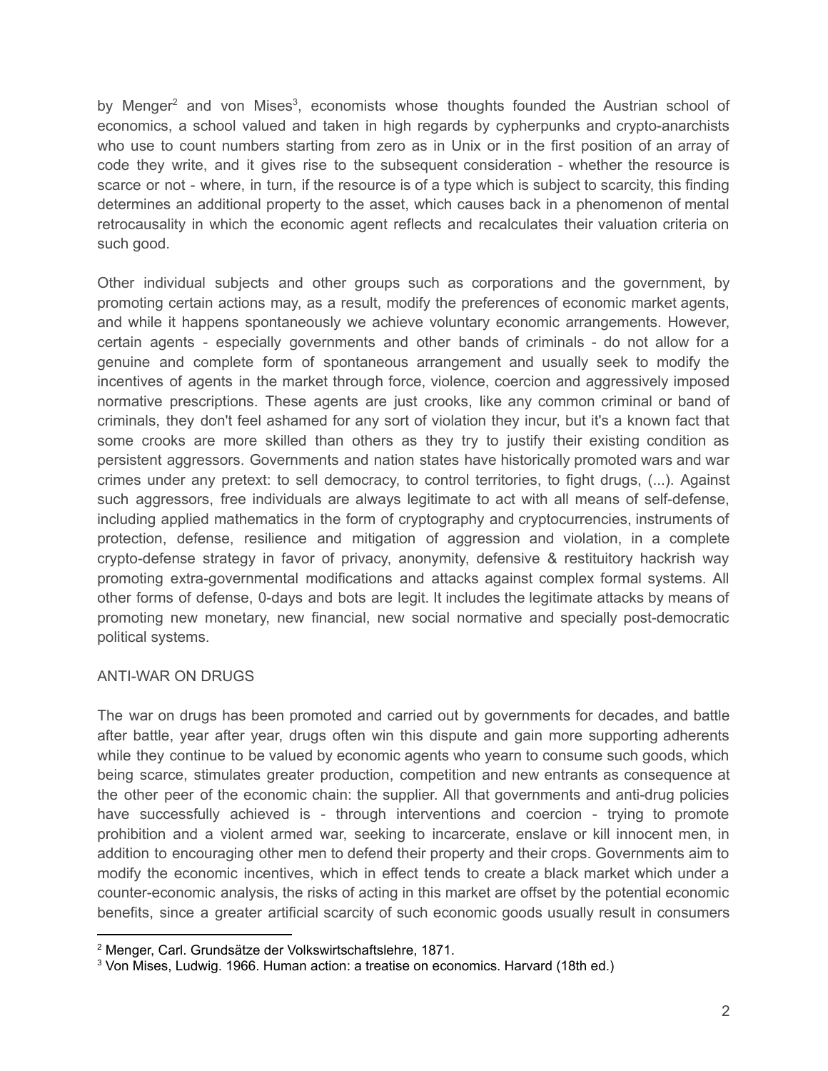by Menger[2] and von Mises[3], economists whose thoughts founded the Austrian school of economics, a school valued and taken in high regards by cypherpunks and crypto-anarchists who use to count numbers starting from zero as in Unix or in the first position of an array of code they write, and it gives rise to the subsequent consideration - whether the resource is scarce or not - where, in turn, if the resource is of a type which is subject to scarcity, this finding determines an additional property to the asset, which causes back in a phenomenon of mental retrocausality in which the economic agent reflects and recalculates their valuation criteria on such good.

Other individual subjects and other groups such as corporations and the government, by promoting certain actions may, as a result, modify the preferences of economic market agents, and while it happens spontaneously we achieve voluntary economic arrangements. However, certain agents - especially governments and other bands of criminals - do not allow for a genuine and complete form of spontaneous arrangement and usually seek to modify the incentives of agents in the market through force, violence, coercion and aggressively imposed normative prescriptions. These agents are just crooks, like any common criminal or band of criminals, they don't feel ashamed for any sort of violation they incur, but it's a known fact that some crooks are more skilled than others as they try to justify their existing condition as persistent aggressors. Governments and nation states have historically promoted wars and war crimes under any pretext: to sell democracy, to control territories, to fight drugs, (...). Against such aggressors, free individuals are always legitimate to act with all means of self-defense, including applied mathematics in the form of cryptography and cryptocurrencies, instruments of protection, defense, resilience and mitigation of aggression and violation, in a complete crypto-defense strategy in favor of privacy, anonymity, defensive & restituitory hackrish way promoting extra-governmental modifications and attacks against complex formal systems. All other forms of defense, 0-days and bots are legit. It includes the legitimate attacks by means of promoting new monetary, new financial, new social normative and specially post-democratic political systems.

## ANTI-WAR ON DRUGS

The war on drugs has been promoted and carried out by governments for decades, and battle after battle, year after year, drugs often win this dispute and gain more supporting adherents while they continue to be valued by economic agents who yearn to consume such goods, which being scarce, stimulates greater production, competition and new entrants as consequence at the other peer of the economic chain: the supplier. All that governments and anti-drug policies have successfully achieved is - through interventions and coercion - trying to promote prohibition and a violent armed war, seeking to incarcerate, enslave or kill innocent men, in addition to encouraging other men to defend their property and their crops. Governments aim to modify the economic incentives, which in effect tends to create a black market which under a counter-economic analysis, the risks of acting in this market are offset by the potential economic benefits, since a greater artificial scarcity of such economic goods usually result in consumers

[2] Menger, Carl. Grundsätze der Volkswirtschaftslehre, 1871.

[3] Von Mises, Ludwig. 1966. Human action: a treatise on economics. Harvard (18th ed.)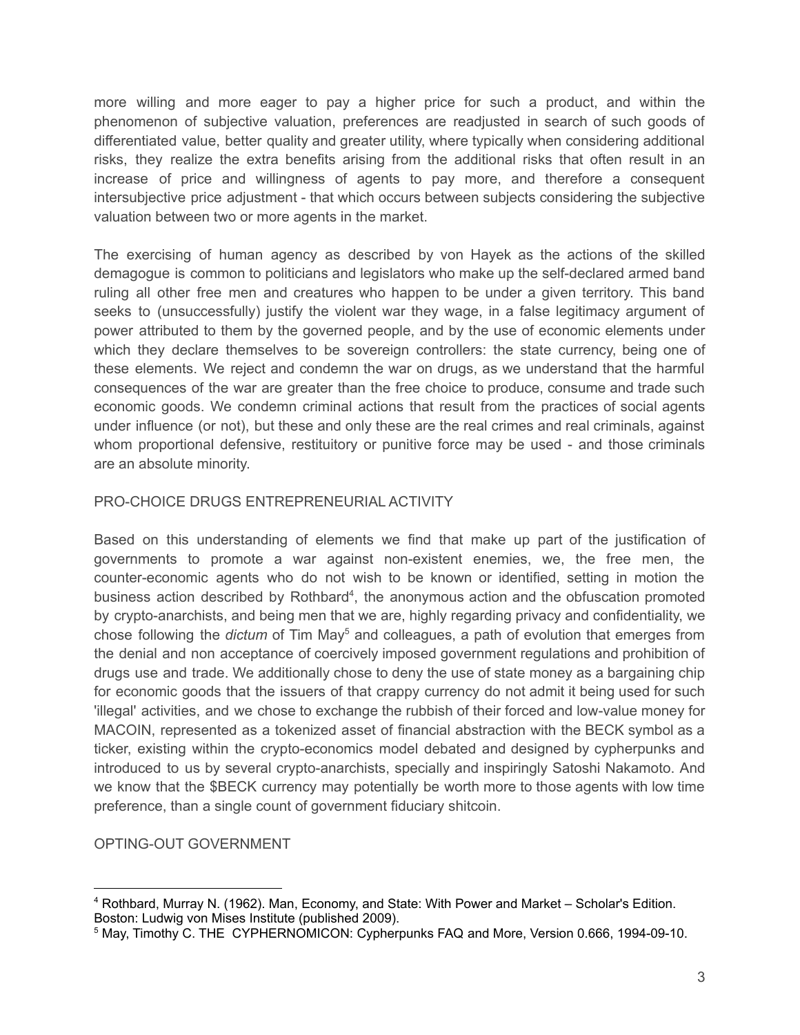more willing and more eager to pay a higher price for such a product, and within the phenomenon of subjective valuation, preferences are readjusted in search of such goods of differentiated value, better quality and greater utility, where typically when considering additional risks, they realize the extra benefits arising from the additional risks that often result in an increase of price and willingness of agents to pay more, and therefore a consequent intersubjective price adjustment - that which occurs between subjects considering the subjective valuation between two or more agents in the market.

The exercising of human agency as described by von Hayek as the actions of the skilled demagogue is common to politicians and legislators who make up the self-declared armed band ruling all other free men and creatures who happen to be under a given territory. This band seeks to (unsuccessfully) justify the violent war they wage, in a false legitimacy argument of power attributed to them by the governed people, and by the use of economic elements under which they declare themselves to be sovereign controllers: the state currency, being one of these elements. We reject and condemn the war on drugs, as we understand that the harmful consequences of the war are greater than the free choice to produce, consume and trade such economic goods. We condemn criminal actions that result from the practices of social agents under influence (or not), but these and only these are the real crimes and real criminals, against whom proportional defensive, restituitory or punitive force may be used - and those criminals are an absolute minority.

## PRO-CHOICE DRUGS ENTREPRENEURIAL ACTIVITY

Based on this understanding of elements we find that make up part of the justification of governments to promote a war against non-existent enemies, we, the free men, the counter-economic agents who do not wish to be known or identified, setting in motion the business action described by Rothbard[4], the anonymous action and the obfuscation promoted by crypto-anarchists, and being men that we are, highly regarding privacy and confidentiality, we chose following the *dictum* of Tim May[5] and colleagues, a path of evolution that emerges from the denial and non acceptance of coercively imposed government regulations and prohibition of drugs use and trade. We additionally chose to deny the use of state money as a bargaining chip for economic goods that the issuers of that crappy currency do not admit it being used for such 'illegal' activities, and we chose to exchange the rubbish of their forced and low-value money for MACOIN, represented as a tokenized asset of financial abstraction with the BECK symbol as a ticker, existing within the crypto-economics model debated and designed by cypherpunks and introduced to us by several crypto-anarchists, specially and inspiringly Satoshi Nakamoto. And we know that the $BECK currency may potentially be worth more to those agents with low time preference, than a single count of government fiduciary shitcoin.

## OPTING-OUT GOVERNMENT

---

[4] Rothbard, Murray N. (1962). Man, Economy, and State: With Power and Market – Scholar's Edition. Boston: Ludwig von Mises Institute (published 2009).

[5] May, Timothy C. THE CYPHERNOMICON: Cypherpunks FAQ and More, Version 0.666, 1994-09-10.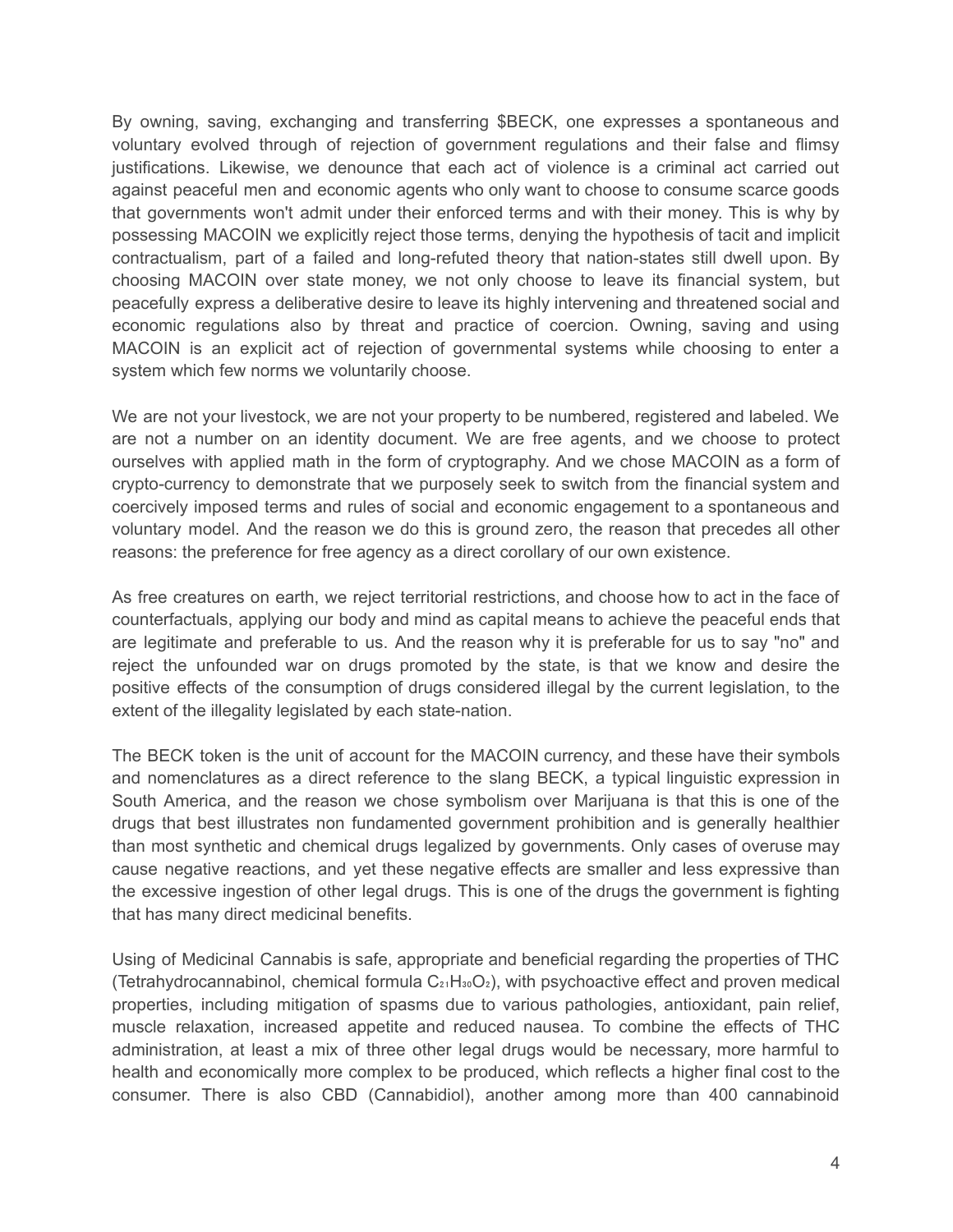By owning, saving, exchanging and transferring $BECK, one expresses a spontaneous and voluntary evolved through of rejection of government regulations and their false and flimsy justifications. Likewise, we denounce that each act of violence is a criminal act carried out against peaceful men and economic agents who only want to choose to consume scarce goods that governments won't admit under their enforced terms and with their money. This is why by possessing MACOIN we explicitly reject those terms, denying the hypothesis of tacit and implicit contractualism, part of a failed and long-refuted theory that nation-states still dwell upon. By choosing MACOIN over state money, we not only choose to leave its financial system, but peacefully express a deliberative desire to leave its highly intervening and threatened social and economic regulations also by threat and practice of coercion. Owning, saving and using MACOIN is an explicit act of rejection of governmental systems while choosing to enter a system which few norms we voluntarily choose.

We are not your livestock, we are not your property to be numbered, registered and labeled. We are not a number on an identity document. We are free agents, and we choose to protect ourselves with applied math in the form of cryptography. And we chose MACOIN as a form of crypto-currency to demonstrate that we purposely seek to switch from the financial system and coercively imposed terms and rules of social and economic engagement to a spontaneous and voluntary model. And the reason we do this is ground zero, the reason that precedes all other reasons: the preference for free agency as a direct corollary of our own existence.

As free creatures on earth, we reject territorial restrictions, and choose how to act in the face of counterfactuals, applying our body and mind as capital means to achieve the peaceful ends that are legitimate and preferable to us. And the reason why it is preferable for us to say "no" and reject the unfounded war on drugs promoted by the state, is that we know and desire the positive effects of the consumption of drugs considered illegal by the current legislation, to the extent of the illegality legislated by each state-nation.

The BECK token is the unit of account for the MACOIN currency, and these have their symbols and nomenclatures as a direct reference to the slang BECK, a typical linguistic expression in South America, and the reason we chose symbolism over Marijuana is that this is one of the drugs that best illustrates non fundamented government prohibition and is generally healthier than most synthetic and chemical drugs legalized by governments. Only cases of overuse may cause negative reactions, and yet these negative effects are smaller and less expressive than the excessive ingestion of other legal drugs. This is one of the drugs the government is fighting that has many direct medicinal benefits.

Using of Medicinal Cannabis is safe, appropriate and beneficial regarding the properties of THC (Tetrahydrocannabinol, chemical formula $C_{21}H_{30}O_2$), with psychoactive effect and proven medical properties, including mitigation of spasms due to various pathologies, antioxidant, pain relief, muscle relaxation, increased appetite and reduced nausea. To combine the effects of THC administration, at least a mix of three other legal drugs would be necessary, more harmful to health and economically more complex to be produced, which reflects a higher final cost to the consumer. There is also CBD (Cannabidiol), another among more than 400 cannabinoid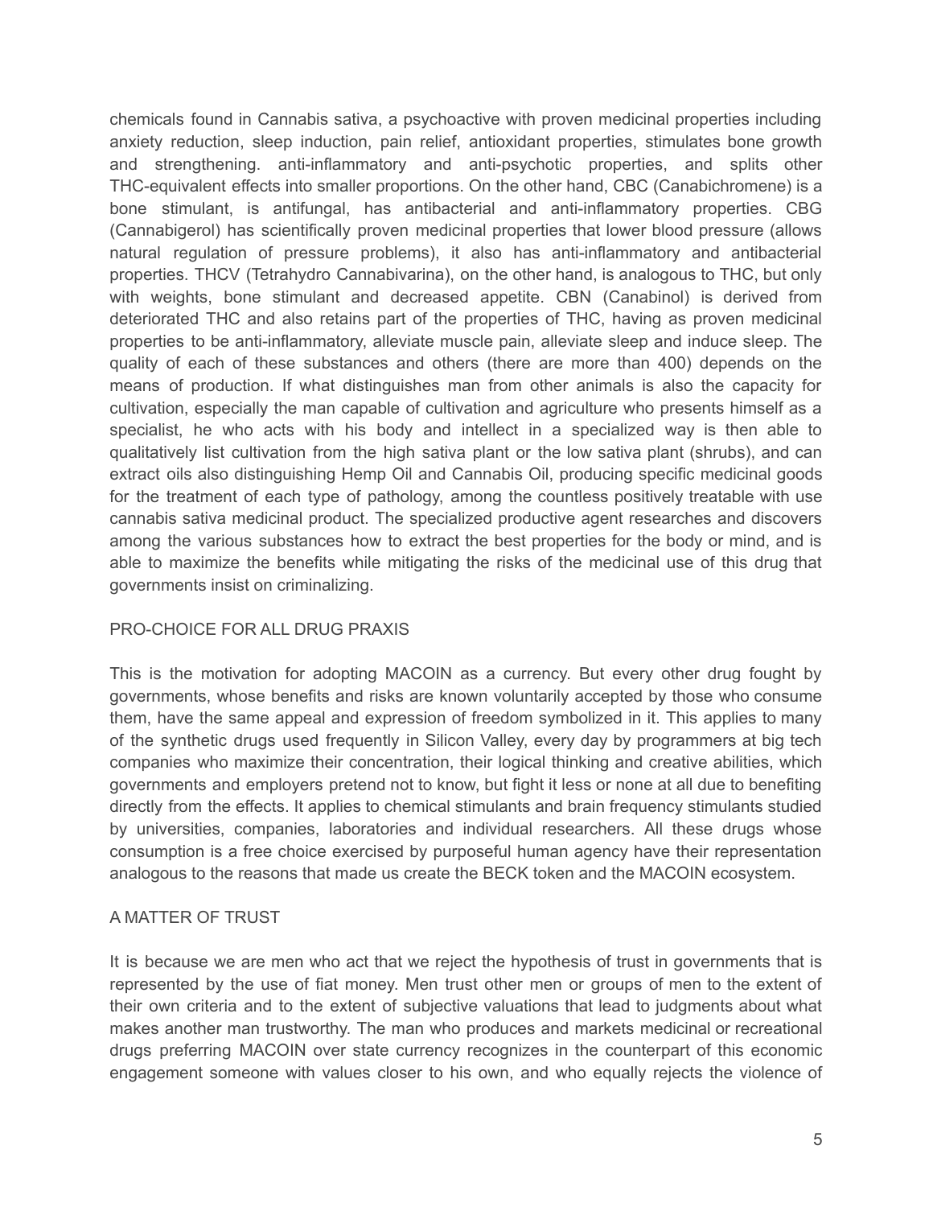chemicals found in Cannabis sativa, a psychoactive with proven medicinal properties including anxiety reduction, sleep induction, pain relief, antioxidant properties, stimulates bone growth and strengthening. anti-inflammatory and anti-psychotic properties, and splits other THC-equivalent effects into smaller proportions. On the other hand, CBC (Canabichromene) is a bone stimulant, is antifungal, has antibacterial and anti-inflammatory properties. CBG (Cannabigerol) has scientifically proven medicinal properties that lower blood pressure (allows natural regulation of pressure problems), it also has anti-inflammatory and antibacterial properties. THCV (Tetrahydro Cannabivarina), on the other hand, is analogous to THC, but only with weights, bone stimulant and decreased appetite. CBN (Canabinol) is derived from deteriorated THC and also retains part of the properties of THC, having as proven medicinal properties to be anti-inflammatory, alleviate muscle pain, alleviate sleep and induce sleep. The quality of each of these substances and others (there are more than 400) depends on the means of production. If what distinguishes man from other animals is also the capacity for cultivation, especially the man capable of cultivation and agriculture who presents himself as a specialist, he who acts with his body and intellect in a specialized way is then able to qualitatively list cultivation from the high sativa plant or the low sativa plant (shrubs), and can extract oils also distinguishing Hemp Oil and Cannabis Oil, producing specific medicinal goods for the treatment of each type of pathology, among the countless positively treatable with use cannabis sativa medicinal product. The specialized productive agent researches and discovers among the various substances how to extract the best properties for the body or mind, and is able to maximize the benefits while mitigating the risks of the medicinal use of this drug that governments insist on criminalizing.

## PRO-CHOICE FOR ALL DRUG PRAXIS

This is the motivation for adopting MACOIN as a currency. But every other drug fought by governments, whose benefits and risks are known voluntarily accepted by those who consume them, have the same appeal and expression of freedom symbolized in it. This applies to many of the synthetic drugs used frequently in Silicon Valley, every day by programmers at big tech companies who maximize their concentration, their logical thinking and creative abilities, which governments and employers pretend not to know, but fight it less or none at all due to benefiting directly from the effects. It applies to chemical stimulants and brain frequency stimulants studied by universities, companies, laboratories and individual researchers. All these drugs whose consumption is a free choice exercised by purposeful human agency have their representation analogous to the reasons that made us create the BECK token and the MACOIN ecosystem.

## A MATTER OF TRUST

It is because we are men who act that we reject the hypothesis of trust in governments that is represented by the use of fiat money. Men trust other men or groups of men to the extent of their own criteria and to the extent of subjective valuations that lead to judgments about what makes another man trustworthy. The man who produces and markets medicinal or recreational drugs preferring MACOIN over state currency recognizes in the counterpart of this economic engagement someone with values closer to his own, and who equally rejects the violence of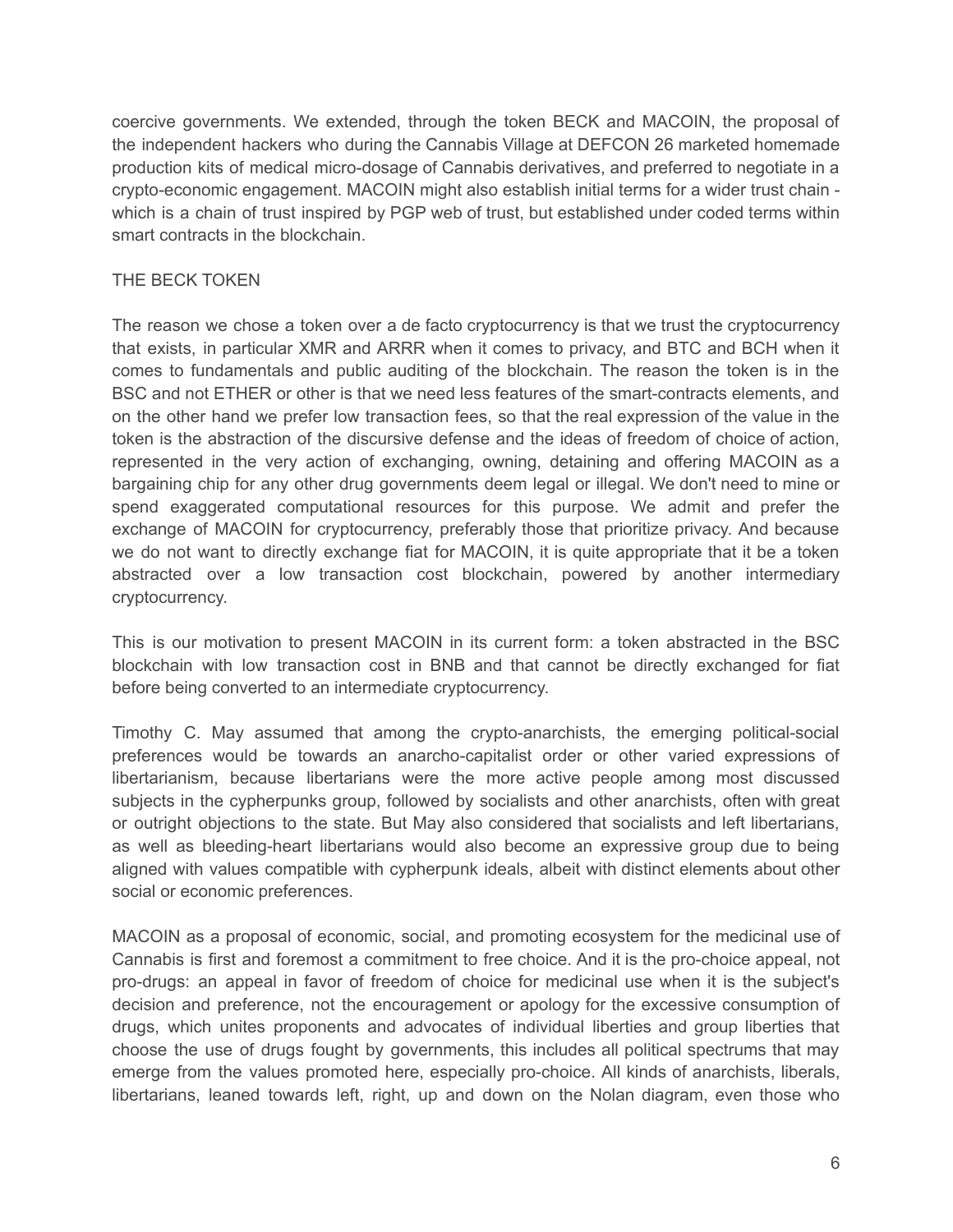coercive governments. We extended, through the token BECK and MACOIN, the proposal of the independent hackers who during the Cannabis Village at DEFCON 26 marketed homemade production kits of medical micro-dosage of Cannabis derivatives, and preferred to negotiate in a crypto-economic engagement. MACOIN might also establish initial terms for a wider trust chain - which is a chain of trust inspired by PGP web of trust, but established under coded terms within smart contracts in the blockchain.

## THE BECK TOKEN

The reason we chose a token over a de facto cryptocurrency is that we trust the cryptocurrency that exists, in particular XMR and ARRR when it comes to privacy, and BTC and BCH when it comes to fundamentals and public auditing of the blockchain. The reason the token is in the BSC and not ETHER or other is that we need less features of the smart-contracts elements, and on the other hand we prefer low transaction fees, so that the real expression of the value in the token is the abstraction of the discursive defense and the ideas of freedom of choice of action, represented in the very action of exchanging, owning, detaining and offering MACOIN as a bargaining chip for any other drug governments deem legal or illegal. We don't need to mine or spend exaggerated computational resources for this purpose. We admit and prefer the exchange of MACOIN for cryptocurrency, preferably those that prioritize privacy. And because we do not want to directly exchange fiat for MACOIN, it is quite appropriate that it be a token abstracted over a low transaction cost blockchain, powered by another intermediary cryptocurrency.

This is our motivation to present MACOIN in its current form: a token abstracted in the BSC blockchain with low transaction cost in BNB and that cannot be directly exchanged for fiat before being converted to an intermediate cryptocurrency.

Timothy C. May assumed that among the crypto-anarchists, the emerging political-social preferences would be towards an anarcho-capitalist order or other varied expressions of libertarianism, because libertarians were the more active people among most discussed subjects in the cypherpunks group, followed by socialists and other anarchists, often with great or outright objections to the state. But May also considered that socialists and left libertarians, as well as bleeding-heart libertarians would also become an expressive group due to being aligned with values compatible with cypherpunk ideals, albeit with distinct elements about other social or economic preferences.

MACOIN as a proposal of economic, social, and promoting ecosystem for the medicinal use of Cannabis is first and foremost a commitment to free choice. And it is the pro-choice appeal, not pro-drugs: an appeal in favor of freedom of choice for medicinal use when it is the subject's decision and preference, not the encouragement or apology for the excessive consumption of drugs, which unites proponents and advocates of individual liberties and group liberties that choose the use of drugs fought by governments, this includes all political spectrums that may emerge from the values promoted here, especially pro-choice. All kinds of anarchists, liberals, libertarians, leaned towards left, right, up and down on the Nolan diagram, even those who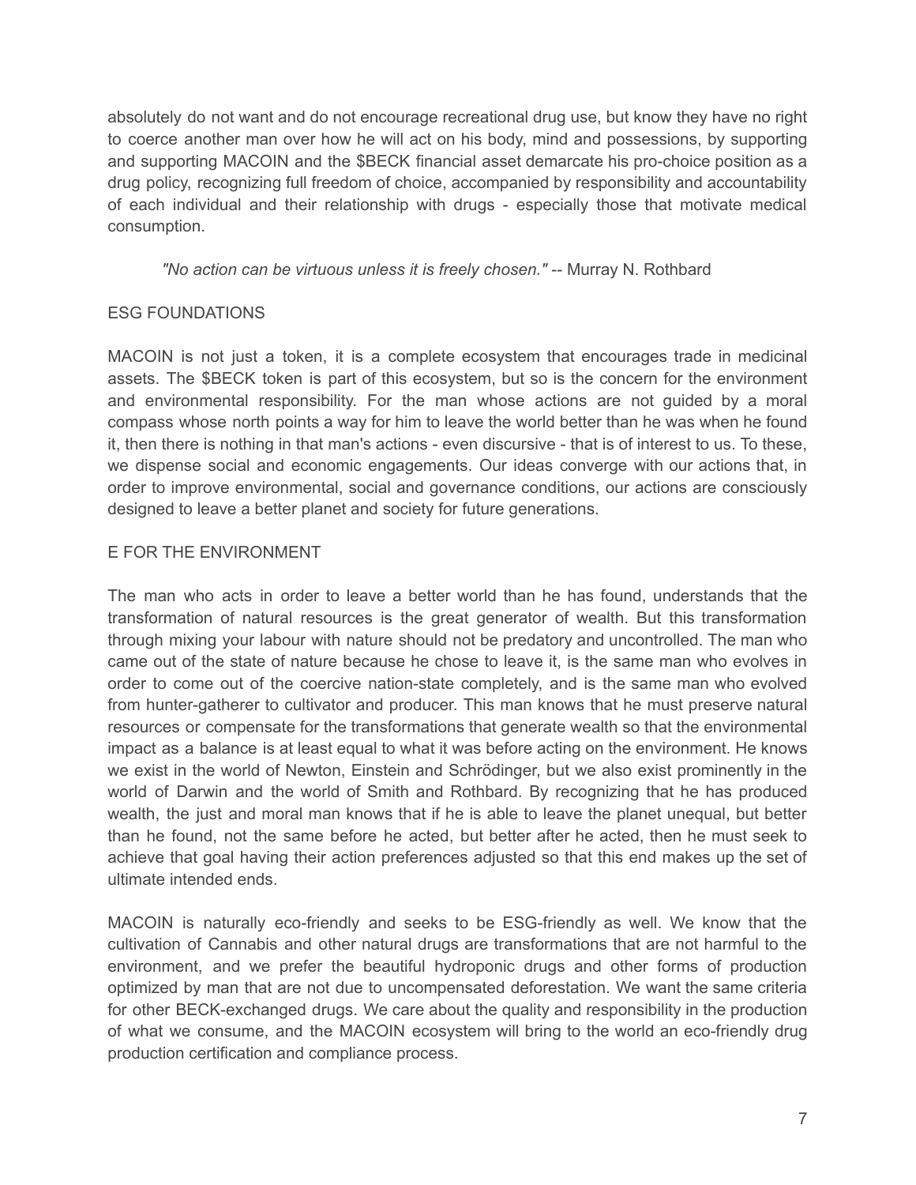absolutely do not want and do not encourage recreational drug use, but know they have no right to coerce another man over how he will act on his body, mind and possessions, by supporting and supporting MACOIN and the $BECK financial asset demarcate his pro-choice position as a drug policy, recognizing full freedom of choice, accompanied by responsibility and accountability of each individual and their relationship with drugs - especially those that motivate medical consumption.

> *"No action can be virtuous unless it is freely chosen."* -- Murray N. Rothbard

## ESG FOUNDATIONS

MACOIN is not just a token, it is a complete ecosystem that encourages trade in medicinal assets. The $BECK token is part of this ecosystem, but so is the concern for the environment and environmental responsibility. For the man whose actions are not guided by a moral compass whose north points a way for him to leave the world better than he was when he found it, then there is nothing in that man's actions - even discursive - that is of interest to us. To these, we dispense social and economic engagements. Our ideas converge with our actions that, in order to improve environmental, social and governance conditions, our actions are consciously designed to leave a better planet and society for future generations.

## E FOR THE ENVIRONMENT

The man who acts in order to leave a better world than he has found, understands that the transformation of natural resources is the great generator of wealth. But this transformation through mixing your labour with nature should not be predatory and uncontrolled. The man who came out of the state of nature because he chose to leave it, is the same man who evolves in order to come out of the coercive nation-state completely, and is the same man who evolved from hunter-gatherer to cultivator and producer. This man knows that he must preserve natural resources or compensate for the transformations that generate wealth so that the environmental impact as a balance is at least equal to what it was before acting on the environment. He knows we exist in the world of Newton, Einstein and Schrödinger, but we also exist prominently in the world of Darwin and the world of Smith and Rothbard. By recognizing that he has produced wealth, the just and moral man knows that if he is able to leave the planet unequal, but better than he found, not the same before he acted, but better after he acted, then he must seek to achieve that goal having their action preferences adjusted so that this end makes up the set of ultimate intended ends.

MACOIN is naturally eco-friendly and seeks to be ESG-friendly as well. We know that the cultivation of Cannabis and other natural drugs are transformations that are not harmful to the environment, and we prefer the beautiful hydroponic drugs and other forms of production optimized by man that are not due to uncompensated deforestation. We want the same criteria for other BECK-exchanged drugs. We care about the quality and responsibility in the production of what we consume, and the MACOIN ecosystem will bring to the world an eco-friendly drug production certification and compliance process.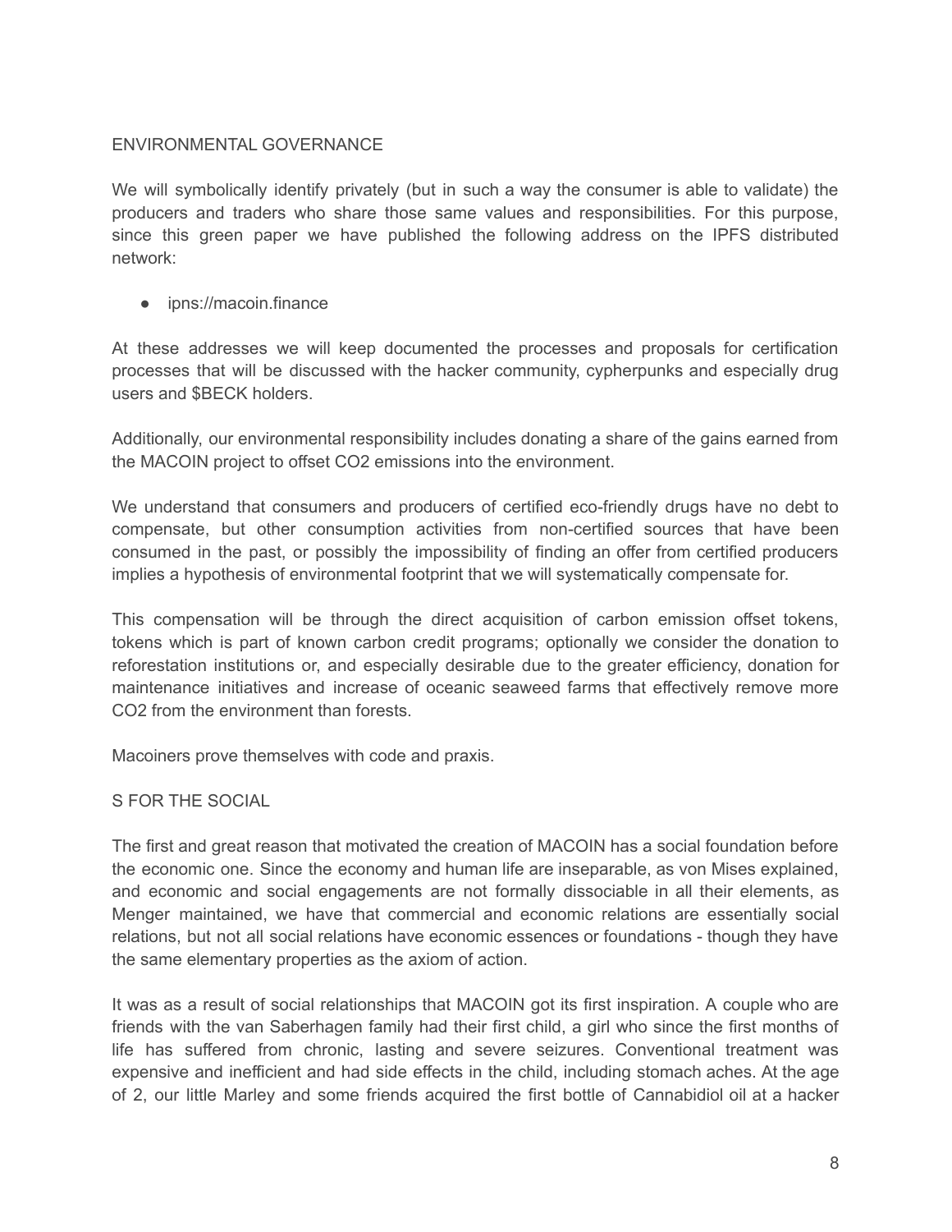## ENVIRONMENTAL GOVERNANCE

We will symbolically identify privately (but in such a way the consumer is able to validate) the producers and traders who share those same values and responsibilities. For this purpose, since this green paper we have published the following address on the IPFS distributed network:

- ipns://macoin.finance

At these addresses we will keep documented the processes and proposals for certification processes that will be discussed with the hacker community, cypherpunks and especially drug users and $BECK holders.

Additionally, our environmental responsibility includes donating a share of the gains earned from the MACOIN project to offset $CO_2$ emissions into the environment.

We understand that consumers and producers of certified eco-friendly drugs have no debt to compensate, but other consumption activities from non-certified sources that have been consumed in the past, or possibly the impossibility of finding an offer from certified producers implies a hypothesis of environmental footprint that we will systematically compensate for.

This compensation will be through the direct acquisition of carbon emission offset tokens, tokens which is part of known carbon credit programs; optionally we consider the donation to reforestation institutions or, and especially desirable due to the greater efficiency, donation for maintenance initiatives and increase of oceanic seaweed farms that effectively remove more $CO_2$ from the environment than forests.

Macoiners prove themselves with code and praxis.

## S FOR THE SOCIAL

The first and great reason that motivated the creation of MACOIN has a social foundation before the economic one. Since the economy and human life are inseparable, as von Mises explained, and economic and social engagements are not formally dissociable in all their elements, as Menger maintained, we have that commercial and economic relations are essentially social relations, but not all social relations have economic essences or foundations - though they have the same elementary properties as the axiom of action.

It was as a result of social relationships that MACOIN got its first inspiration. A couple who are friends with the van Saberhagen family had their first child, a girl who since the first months of life has suffered from chronic, lasting and severe seizures. Conventional treatment was expensive and inefficient and had side effects in the child, including stomach aches. At the age of 2, our little Marley and some friends acquired the first bottle of Cannabidiol oil at a hacker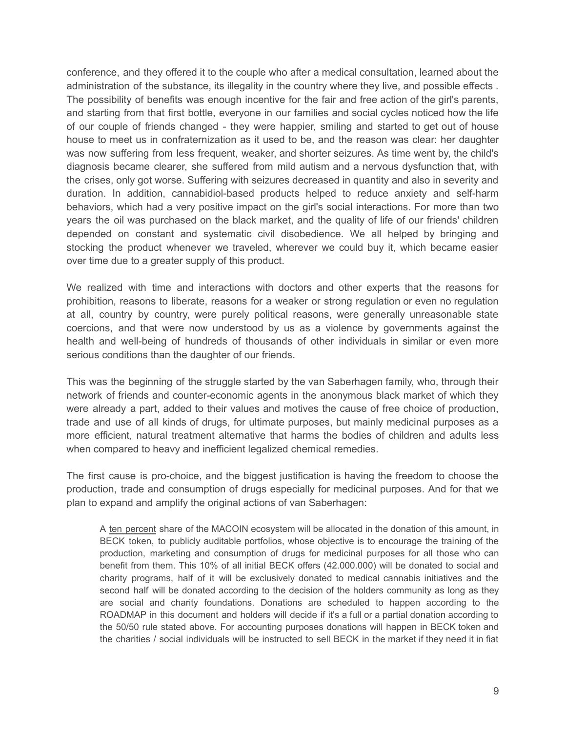conference, and they offered it to the couple who after a medical consultation, learned about the administration of the substance, its illegality in the country where they live, and possible effects . The possibility of benefits was enough incentive for the fair and free action of the girl's parents, and starting from that first bottle, everyone in our families and social cycles noticed how the life of our couple of friends changed - they were happier, smiling and started to get out of house house to meet us in confraternization as it used to be, and the reason was clear: her daughter was now suffering from less frequent, weaker, and shorter seizures. As time went by, the child's diagnosis became clearer, she suffered from mild autism and a nervous dysfunction that, with the crises, only got worse. Suffering with seizures decreased in quantity and also in severity and duration. In addition, cannabidiol-based products helped to reduce anxiety and self-harm behaviors, which had a very positive impact on the girl's social interactions. For more than two years the oil was purchased on the black market, and the quality of life of our friends' children depended on constant and systematic civil disobedience. We all helped by bringing and stocking the product whenever we traveled, wherever we could buy it, which became easier over time due to a greater supply of this product.

We realized with time and interactions with doctors and other experts that the reasons for prohibition, reasons to liberate, reasons for a weaker or strong regulation or even no regulation at all, country by country, were purely political reasons, were generally unreasonable state coercions, and that were now understood by us as a violence by governments against the health and well-being of hundreds of thousands of other individuals in similar or even more serious conditions than the daughter of our friends.

This was the beginning of the struggle started by the van Saberhagen family, who, through their network of friends and counter-economic agents in the anonymous black market of which they were already a part, added to their values and motives the cause of free choice of production, trade and use of all kinds of drugs, for ultimate purposes, but mainly medicinal purposes as a more efficient, natural treatment alternative that harms the bodies of children and adults less when compared to heavy and inefficient legalized chemical remedies.

The first cause is pro-choice, and the biggest justification is having the freedom to choose the production, trade and consumption of drugs especially for medicinal purposes. And for that we plan to expand and amplify the original actions of van Saberhagen:

> A ten percent share of the MACOIN ecosystem will be allocated in the donation of this amount, in BECK token, to publicly auditable portfolios, whose objective is to encourage the training of the production, marketing and consumption of drugs for medicinal purposes for all those who can benefit from them. This 10% of all initial BECK offers (42.000.000) will be donated to social and charity programs, half of it will be exclusively donated to medical cannabis initiatives and the second half will be donated according to the decision of the holders community as long as they are social and charity foundations. Donations are scheduled to happen according to the ROADMAP in this document and holders will decide if it's a full or a partial donation according to the 50/50 rule stated above. For accounting purposes donations will happen in BECK token and the charities / social individuals will be instructed to sell BECK in the market if they need it in fiat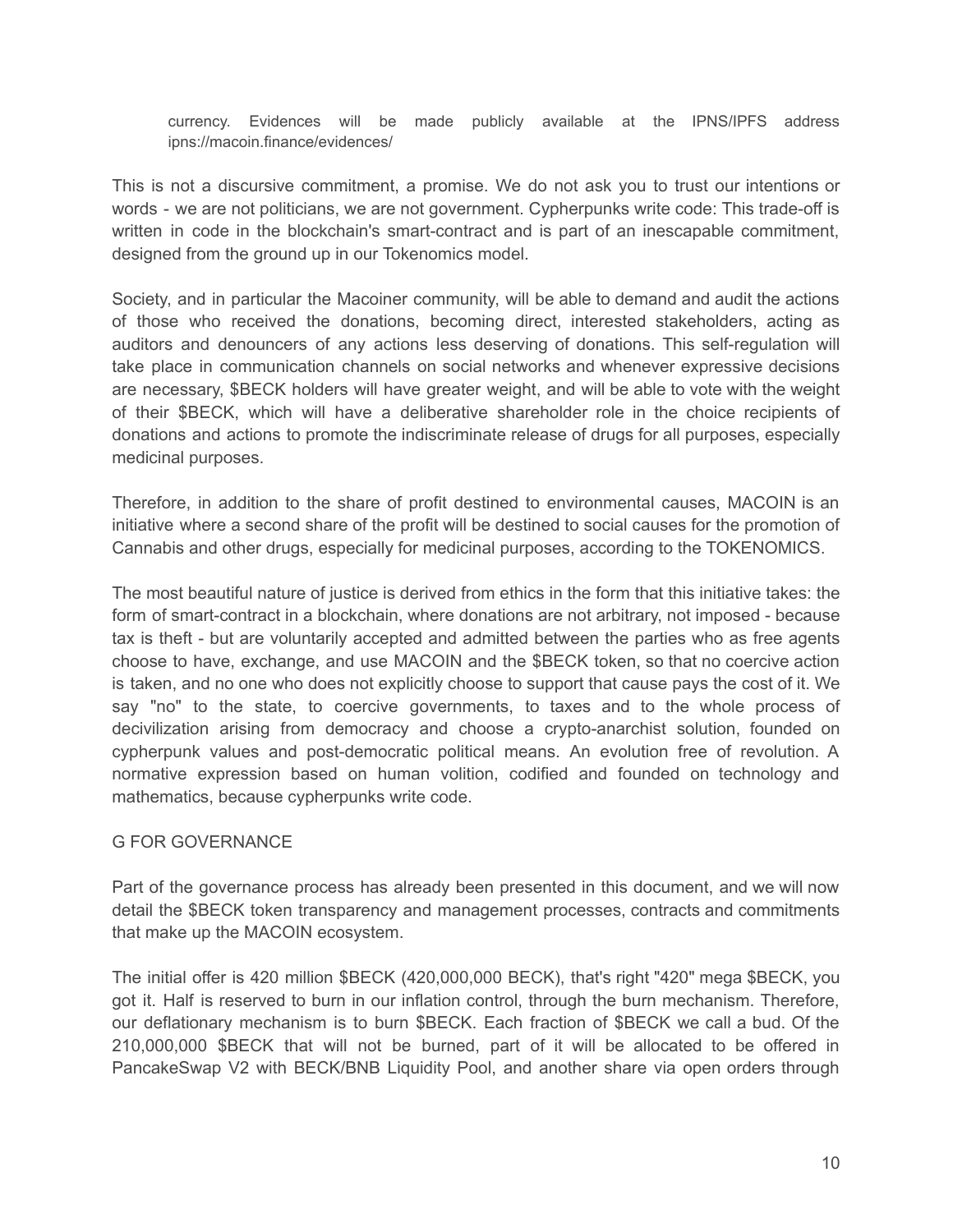currency. Evidences will be made publicly available at the IPNS/IPFS address ipns://macoin.finance/evidences/

This is not a discursive commitment, a promise. We do not ask you to trust our intentions or words - we are not politicians, we are not government. Cypherpunks write code: This trade-off is written in code in the blockchain's smart-contract and is part of an inescapable commitment, designed from the ground up in our Tokenomics model.

Society, and in particular the Macoiner community, will be able to demand and audit the actions of those who received the donations, becoming direct, interested stakeholders, acting as auditors and denouncers of any actions less deserving of donations. This self-regulation will take place in communication channels on social networks and whenever expressive decisions are necessary, $BECK holders will have greater weight, and will be able to vote with the weight of their $BECK, which will have a deliberative shareholder role in the choice recipients of donations and actions to promote the indiscriminate release of drugs for all purposes, especially medicinal purposes.

Therefore, in addition to the share of profit destined to environmental causes, MACOIN is an initiative where a second share of the profit will be destined to social causes for the promotion of Cannabis and other drugs, especially for medicinal purposes, according to the TOKENOMICS.

The most beautiful nature of justice is derived from ethics in the form that this initiative takes: the form of smart-contract in a blockchain, where donations are not arbitrary, not imposed - because tax is theft - but are voluntarily accepted and admitted between the parties who as free agents choose to have, exchange, and use MACOIN and the $BECK token, so that no coercive action is taken, and no one who does not explicitly choose to support that cause pays the cost of it. We say "no" to the state, to coercive governments, to taxes and to the whole process of decivilization arising from democracy and choose a crypto-anarchist solution, founded on cypherpunk values and post-democratic political means. An evolution free of revolution. A normative expression based on human volition, codified and founded on technology and mathematics, because cypherpunks write code.

## G FOR GOVERNANCE

Part of the governance process has already been presented in this document, and we will now detail the $BECK token transparency and management processes, contracts and commitments that make up the MACOIN ecosystem.

The initial offer is 420 million $BECK (420,000,000 BECK), that's right "420" mega $BECK, you got it. Half is reserved to burn in our inflation control, through the burn mechanism. Therefore, our deflationary mechanism is to burn $BECK. Each fraction of $BECK we call a bud. Of the 210,000,000 $BECK that will not be burned, part of it will be allocated to be offered in PancakeSwap V2 with BECK/BNB Liquidity Pool, and another share via open orders through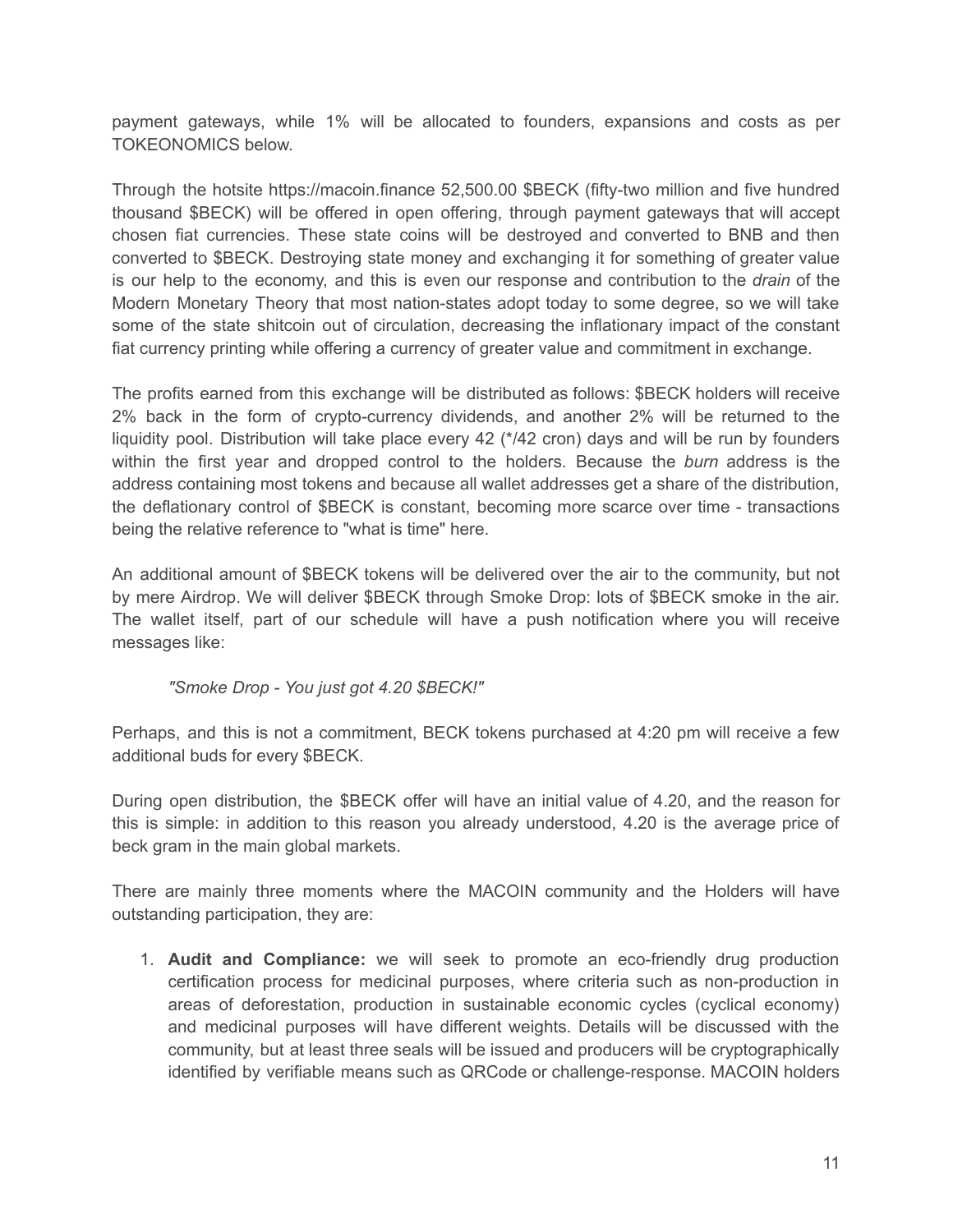payment gateways, while 1% will be allocated to founders, expansions and costs as per TOKEONOMICS below.

Through the hotsite https://macoin.finance 52,500.00 $BECK (fifty-two million and five hundred thousand $BECK) will be offered in open offering, through payment gateways that will accept chosen fiat currencies. These state coins will be destroyed and converted to BNB and then converted to $BECK. Destroying state money and exchanging it for something of greater value is our help to the economy, and this is even our response and contribution to the *drain* of the Modern Monetary Theory that most nation-states adopt today to some degree, so we will take some of the state shitcoin out of circulation, decreasing the inflationary impact of the constant fiat currency printing while offering a currency of greater value and commitment in exchange.

The profits earned from this exchange will be distributed as follows: $BECK holders will receive 2% back in the form of crypto-currency dividends, and another 2% will be returned to the liquidity pool. Distribution will take place every 42 (*/42 cron) days and will be run by founders within the first year and dropped control to the holders. Because the *burn* address is the address containing most tokens and because all wallet addresses get a share of the distribution, the deflationary control of $BECK is constant, becoming more scarce over time - transactions being the relative reference to "what is time" here.

An additional amount of $BECK tokens will be delivered over the air to the community, but not by mere Airdrop. We will deliver $BECK through Smoke Drop: lots of $BECK smoke in the air. The wallet itself, part of our schedule will have a push notification where you will receive messages like:

> *"Smoke Drop - You just got 4.20 $BECK!"*

Perhaps, and this is not a commitment, BECK tokens purchased at 4:20 pm will receive a few additional buds for every $BECK.

During open distribution, the $BECK offer will have an initial value of 4.20, and the reason for this is simple: in addition to this reason you already understood, 4.20 is the average price of beck gram in the main global markets.

There are mainly three moments where the MACOIN community and the Holders will have outstanding participation, they are:

1. **Audit and Compliance:** we will seek to promote an eco-friendly drug production certification process for medicinal purposes, where criteria such as non-production in areas of deforestation, production in sustainable economic cycles (cyclical economy) and medicinal purposes will have different weights. Details will be discussed with the community, but at least three seals will be issued and producers will be cryptographically identified by verifiable means such as QRCode or challenge-response. MACOIN holders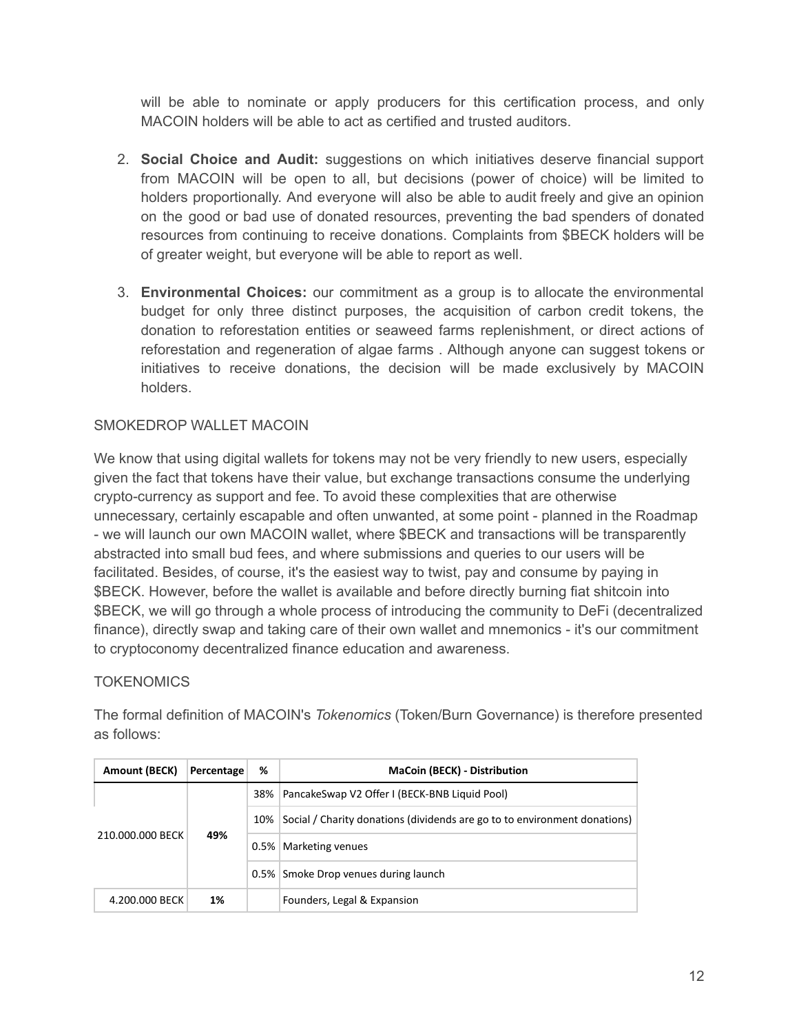will be able to nominate or apply producers for this certification process, and only MACOIN holders will be able to act as certified and trusted auditors.

2. **Social Choice and Audit:** suggestions on which initiatives deserve financial support from MACOIN will be open to all, but decisions (power of choice) will be limited to holders proportionally. And everyone will also be able to audit freely and give an opinion on the good or bad use of donated resources, preventing the bad spenders of donated resources from continuing to receive donations. Complaints from $BECK holders will be of greater weight, but everyone will be able to report as well.

3. **Environmental Choices:** our commitment as a group is to allocate the environmental budget for only three distinct purposes, the acquisition of carbon credit tokens, the donation to reforestation entities or seaweed farms replenishment, or direct actions of reforestation and regeneration of algae farms . Although anyone can suggest tokens or initiatives to receive donations, the decision will be made exclusively by MACOIN holders.

SMOKEDROP WALLET MACOIN

We know that using digital wallets for tokens may not be very friendly to new users, especially given the fact that tokens have their value, but exchange transactions consume the underlying crypto-currency as support and fee. To avoid these complexities that are otherwise unnecessary, certainly escapable and often unwanted, at some point - planned in the Roadmap - we will launch our own MACOIN wallet, where $BECK and transactions will be transparently abstracted into small bud fees, and where submissions and queries to our users will be facilitated. Besides, of course, it's the easiest way to twist, pay and consume by paying in $BECK. However, before the wallet is available and before directly burning fiat shitcoin into $BECK, we will go through a whole process of introducing the community to DeFi (decentralized finance), directly swap and taking care of their own wallet and mnemonics - it's our commitment to cryptoconomy decentralized finance education and awareness.

TOKENOMICS

The formal definition of MACOIN's *Tokenomics* (Token/Burn Governance) is therefore presented as follows:

| Amount (BECK) | Percentage | % | MaCoin (BECK) - Distribution |
|---|---|---|---|
| 210.000.000 BECK | **49%** | 38% | PancakeSwap V2 Offer I (BECK-BNB Liquid Pool) |
| | | 10% | Social / Charity donations (dividends are go to to environment donations) |
| | | 0.5% | Marketing venues |
| | | 0.5% | Smoke Drop venues during launch |
| 4.200.000 BECK | **1%** | | Founders, Legal & Expansion |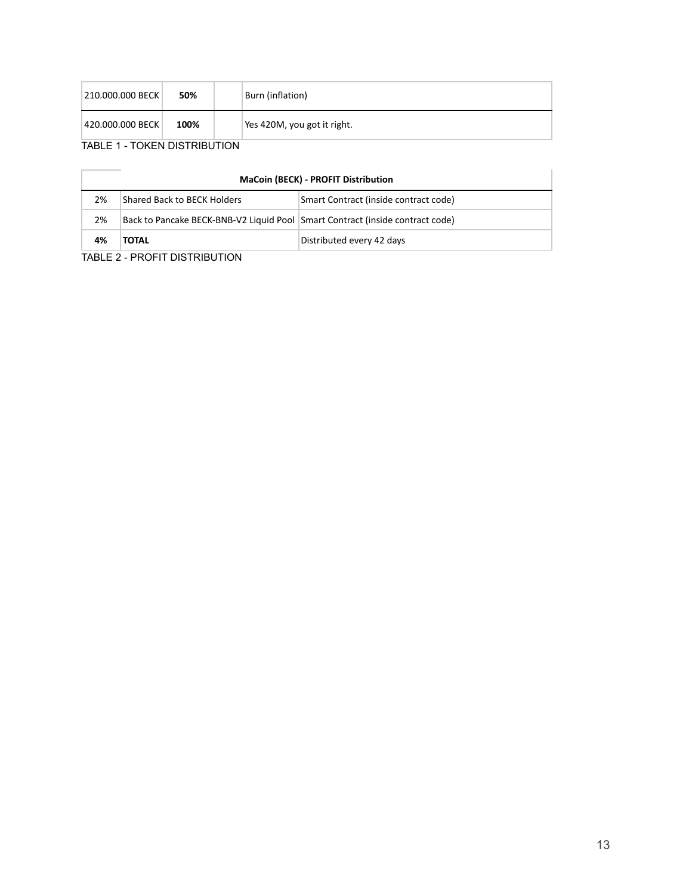| 210.000.000 BECK | **50%** | | Burn (inflation) |
| --- | --- | --- | --- |
| 420.000.000 BECK | **100%** | | Yes 420M, you got it right. |

TABLE 1 - TOKEN DISTRIBUTION

| **MaCoin (BECK) - PROFIT Distribution** | | |
| --- | --- | --- |
| 2% | Shared Back to BECK Holders | Smart Contract (inside contract code) |
| 2% | Back to Pancake BECK-BNB-V2 Liquid Pool | Smart Contract (inside contract code) |
| **4%** | **TOTAL** | Distributed every 42 days |

TABLE 2 - PROFIT DISTRIBUTION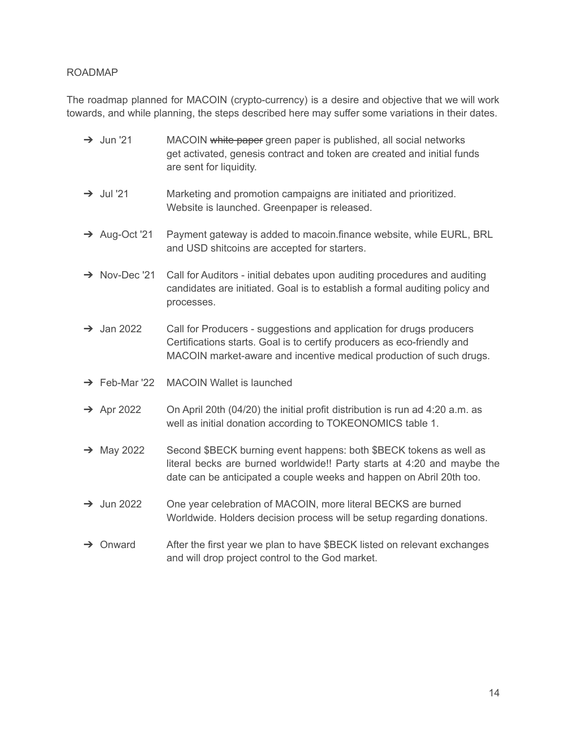ROADMAP

The roadmap planned for MACOIN (crypto-currency) is a desire and objective that we will work towards, and while planning, the steps described here may suffer some variations in their dates.

- ➔ Jun '21 — MACOIN ~~white paper~~ green paper is published, all social networks get activated, genesis contract and token are created and initial funds are sent for liquidity.
- ➔ Jul '21 — Marketing and promotion campaigns are initiated and prioritized. Website is launched. Greenpaper is released.
- ➔ Aug-Oct '21 — Payment gateway is added to macoin.finance website, while EURL, BRL and USD shitcoins are accepted for starters.
- ➔ Nov-Dec '21 — Call for Auditors - initial debates upon auditing procedures and auditing candidates are initiated. Goal is to establish a formal auditing policy and processes.
- ➔ Jan 2022 — Call for Producers - suggestions and application for drugs producers Certifications starts. Goal is to certify producers as eco-friendly and MACOIN market-aware and incentive medical production of such drugs.
- ➔ Feb-Mar '22 — MACOIN Wallet is launched
- ➔ Apr 2022 — On April 20th (04/20) the initial profit distribution is run ad 4:20 a.m. as well as initial donation according to TOKEONOMICS table 1.
- ➔ May 2022 — Second $BECK burning event happens: both $BECK tokens as well as literal becks are burned worldwide!! Party starts at 4:20 and maybe the date can be anticipated a couple weeks and happen on Abril 20th too.
- ➔ Jun 2022 — One year celebration of MACOIN, more literal BECKS are burned Worldwide. Holders decision process will be setup regarding donations.
- ➔ Onward — After the first year we plan to have $BECK listed on relevant exchanges and will drop project control to the God market.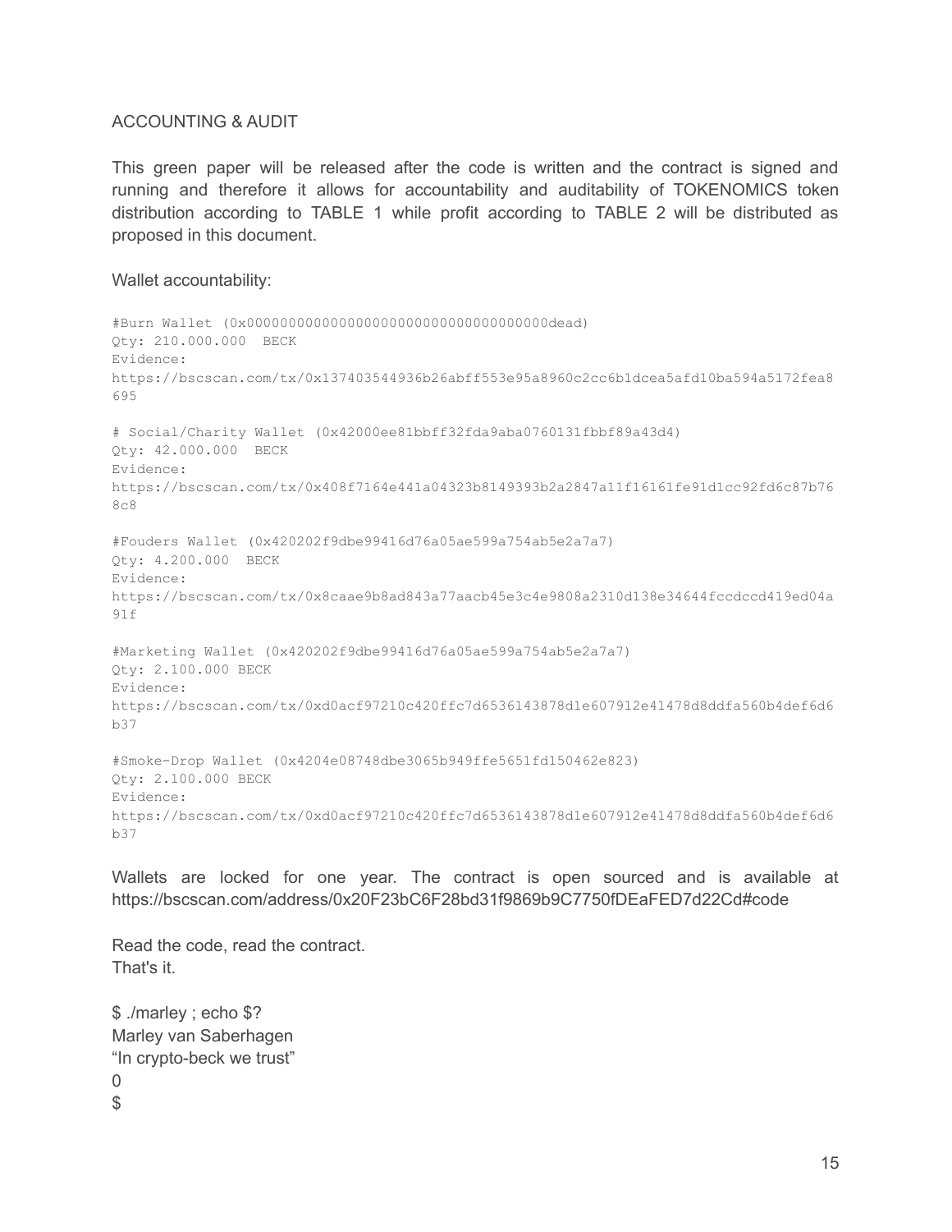ACCOUNTING & AUDIT

This green paper will be released after the code is written and the contract is signed and running and therefore it allows for accountability and auditability of TOKENOMICS token distribution according to TABLE 1 while profit according to TABLE 2 will be distributed as proposed in this document.

Wallet accountability:

```
#Burn Wallet (0x000000000000000000000000000000000000dead)
Qty: 210.000.000  BECK
Evidence:
https://bscscan.com/tx/0x137403544936b26abff553e95a8960c2cc6b1dcea5afd10ba594a5172fea8
695

# Social/Charity Wallet (0x42000ee81bbff32fda9aba0760131fbbf89a43d4)
Qty: 42.000.000  BECK
Evidence:
https://bscscan.com/tx/0x408f7164e441a04323b8149393b2a2847a11f16161fe91d1cc92fd6c87b76
8c8

#Fouders Wallet (0x420202f9dbe99416d76a05ae599a754ab5e2a7a7)
Qty: 4.200.000  BECK
Evidence:
https://bscscan.com/tx/0x8caae9b8ad843a77aacb45e3c4e9808a2310d138e34644fccdccd419ed04a
91f

#Marketing Wallet (0x420202f9dbe99416d76a05ae599a754ab5e2a7a7)
Qty: 2.100.000 BECK
Evidence:
https://bscscan.com/tx/0xd0acf97210c420ffc7d6536143878d1e607912e41478d8ddfa560b4def6d6
b37

#Smoke-Drop Wallet (0x4204e08748dbe3065b949ffe5651fd150462e823)
Qty: 2.100.000 BECK
Evidence:
https://bscscan.com/tx/0xd0acf97210c420ffc7d6536143878d1e607912e41478d8ddfa560b4def6d6
b37
```

Wallets are locked for one year. The contract is open sourced and is available at https://bscscan.com/address/0x20F23bC6F28bd31f9869b9C7750fDEaFED7d22Cd#code

Read the code, read the contract.
That's it.

$ ./marley ; echo $?
Marley van Saberhagen
“In crypto-beck we trust”
0
$